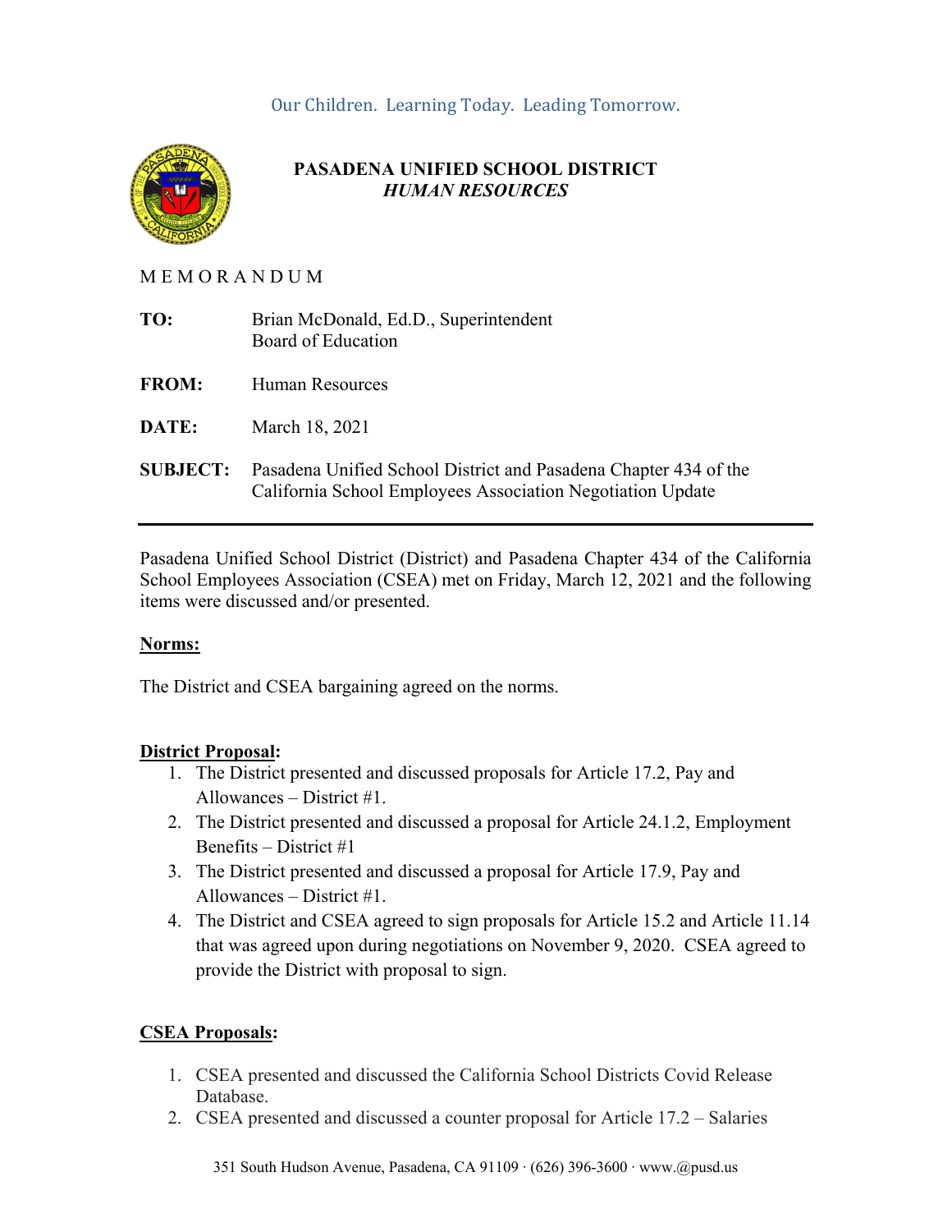Our Children. Learning Today. Leading Tomorrow.

**PASADENA UNIFIED SCHOOL DISTRICT**
***HUMAN RESOURCES***

M E M O R A N D U M

**TO:** Brian McDonald, Ed.D., Superintendent
Board of Education

**FROM:** Human Resources

**DATE:** March 18, 2021

**SUBJECT:** Pasadena Unified School District and Pasadena Chapter 434 of the California School Employees Association Negotiation Update

---

Pasadena Unified School District (District) and Pasadena Chapter 434 of the California School Employees Association (CSEA) met on Friday, March 12, 2021 and the following items were discussed and/or presented.

**Norms:**

The District and CSEA bargaining agreed on the norms.

**District Proposal:**

1. The District presented and discussed proposals for Article 17.2, Pay and Allowances – District #1.
2. The District presented and discussed a proposal for Article 24.1.2, Employment Benefits – District #1
3. The District presented and discussed a proposal for Article 17.9, Pay and Allowances – District #1.
4. The District and CSEA agreed to sign proposals for Article 15.2 and Article 11.14 that was agreed upon during negotiations on November 9, 2020. CSEA agreed to provide the District with proposal to sign.

**CSEA Proposals:**

1. CSEA presented and discussed the California School Districts Covid Release Database.
2. CSEA presented and discussed a counter proposal for Article 17.2 – Salaries

351 South Hudson Avenue, Pasadena, CA 91109 · (626) 396-3600 · www.@pusd.us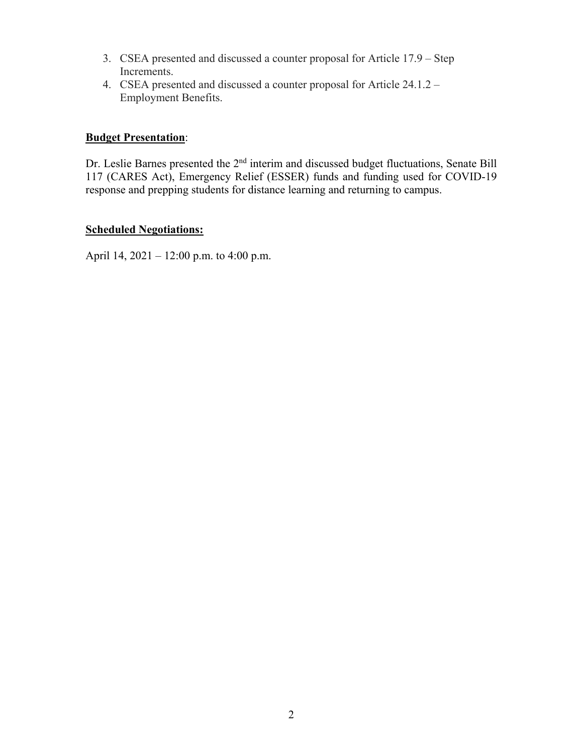3. CSEA presented and discussed a counter proposal for Article 17.9 – Step Increments.
4. CSEA presented and discussed a counter proposal for Article 24.1.2 – Employment Benefits.

**Budget Presentation**:

Dr. Leslie Barnes presented the 2nd interim and discussed budget fluctuations, Senate Bill 117 (CARES Act), Emergency Relief (ESSER) funds and funding used for COVID-19 response and prepping students for distance learning and returning to campus.

**Scheduled Negotiations:**

April 14, 2021 – 12:00 p.m. to 4:00 p.m.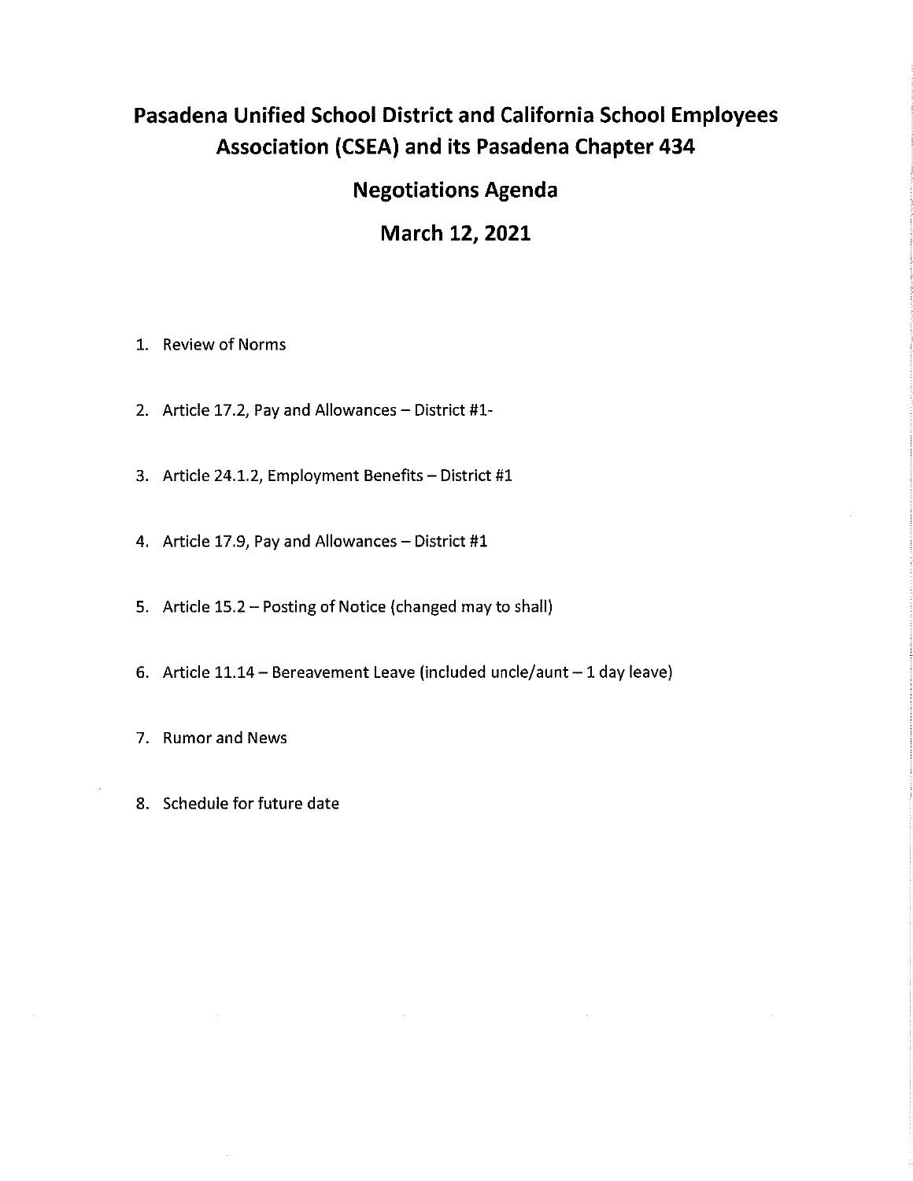# Pasadena Unified School District and California School Employees Association (CSEA) and its Pasadena Chapter 434

## Negotiations Agenda

## March 12, 2021

1. Review of Norms
2. Article 17.2, Pay and Allowances – District #1-
3. Article 24.1.2, Employment Benefits – District #1
4. Article 17.9, Pay and Allowances – District #1
5. Article 15.2 – Posting of Notice (changed may to shall)
6. Article 11.14 – Bereavement Leave (included uncle/aunt – 1 day leave)
7. Rumor and News
8. Schedule for future date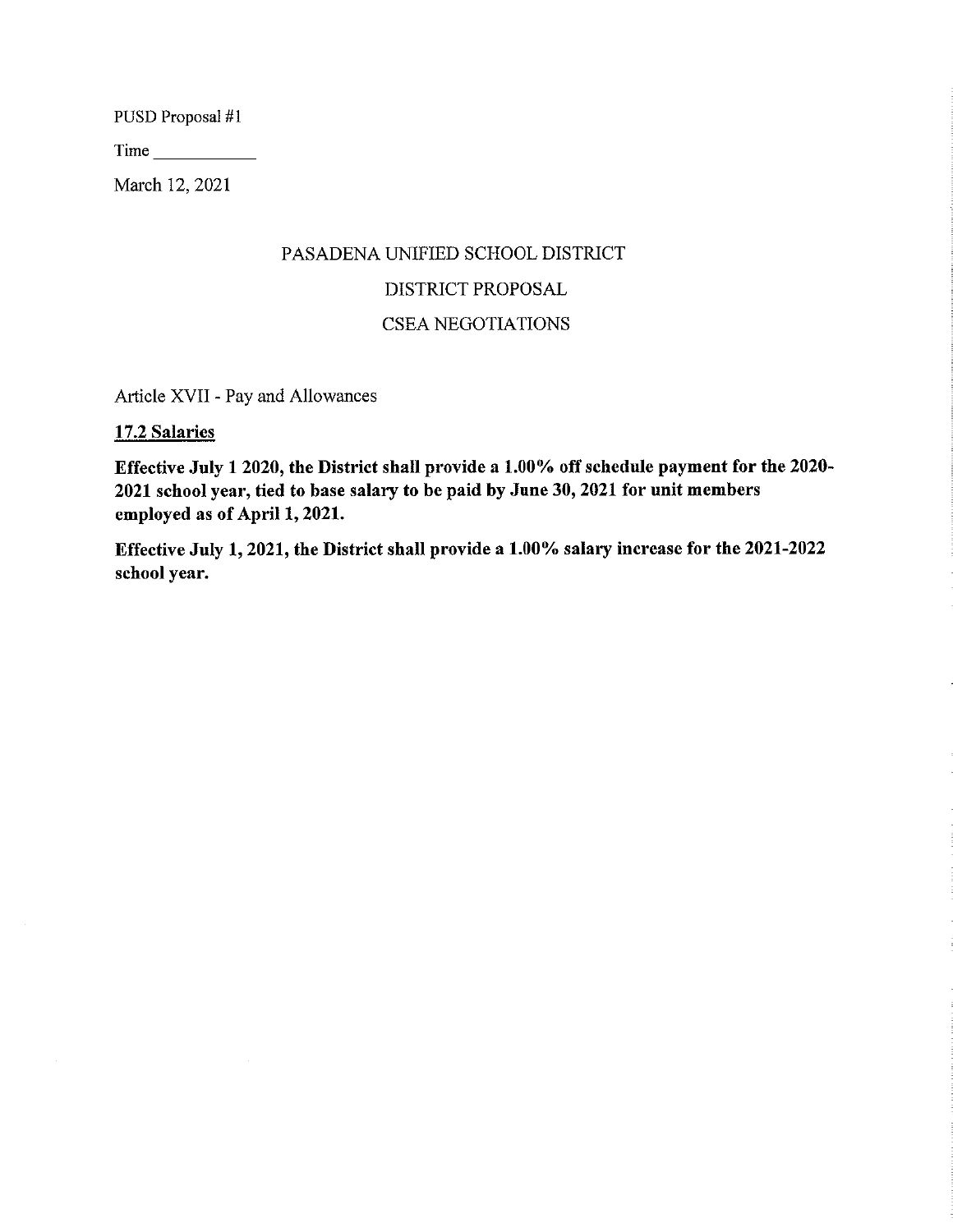PUSD Proposal #1

Time ___________

March 12, 2021

# PASADENA UNIFIED SCHOOL DISTRICT

## DISTRICT PROPOSAL

## CSEA NEGOTIATIONS

Article XVII - Pay and Allowances

**17.2 Salaries**

**Effective July 1 2020, the District shall provide a 1.00% off schedule payment for the 2020-2021 school year, tied to base salary to be paid by June 30, 2021 for unit members employed as of April 1, 2021.**

**Effective July 1, 2021, the District shall provide a 1.00% salary increase for the 2021-2022 school year.**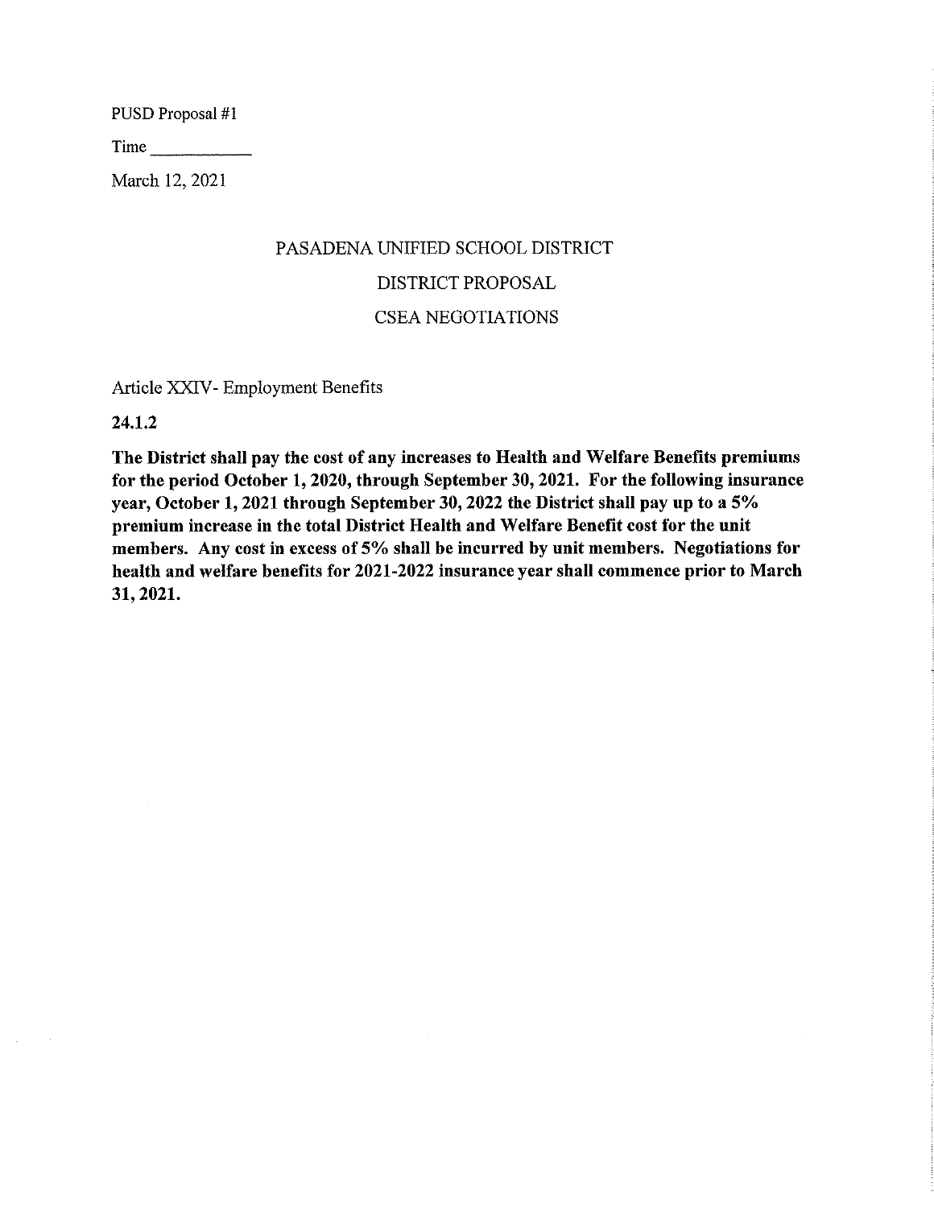PUSD Proposal #1

Time ___________

March 12, 2021

PASADENA UNIFIED SCHOOL DISTRICT

DISTRICT PROPOSAL

CSEA NEGOTIATIONS

Article XXIV- Employment Benefits

**24.1.2**

**The District shall pay the cost of any increases to Health and Welfare Benefits premiums for the period October 1, 2020, through September 30, 2021. For the following insurance year, October 1, 2021 through September 30, 2022 the District shall pay up to a 5% premium increase in the total District Health and Welfare Benefit cost for the unit members. Any cost in excess of 5% shall be incurred by unit members. Negotiations for health and welfare benefits for 2021-2022 insurance year shall commence prior to March 31, 2021.**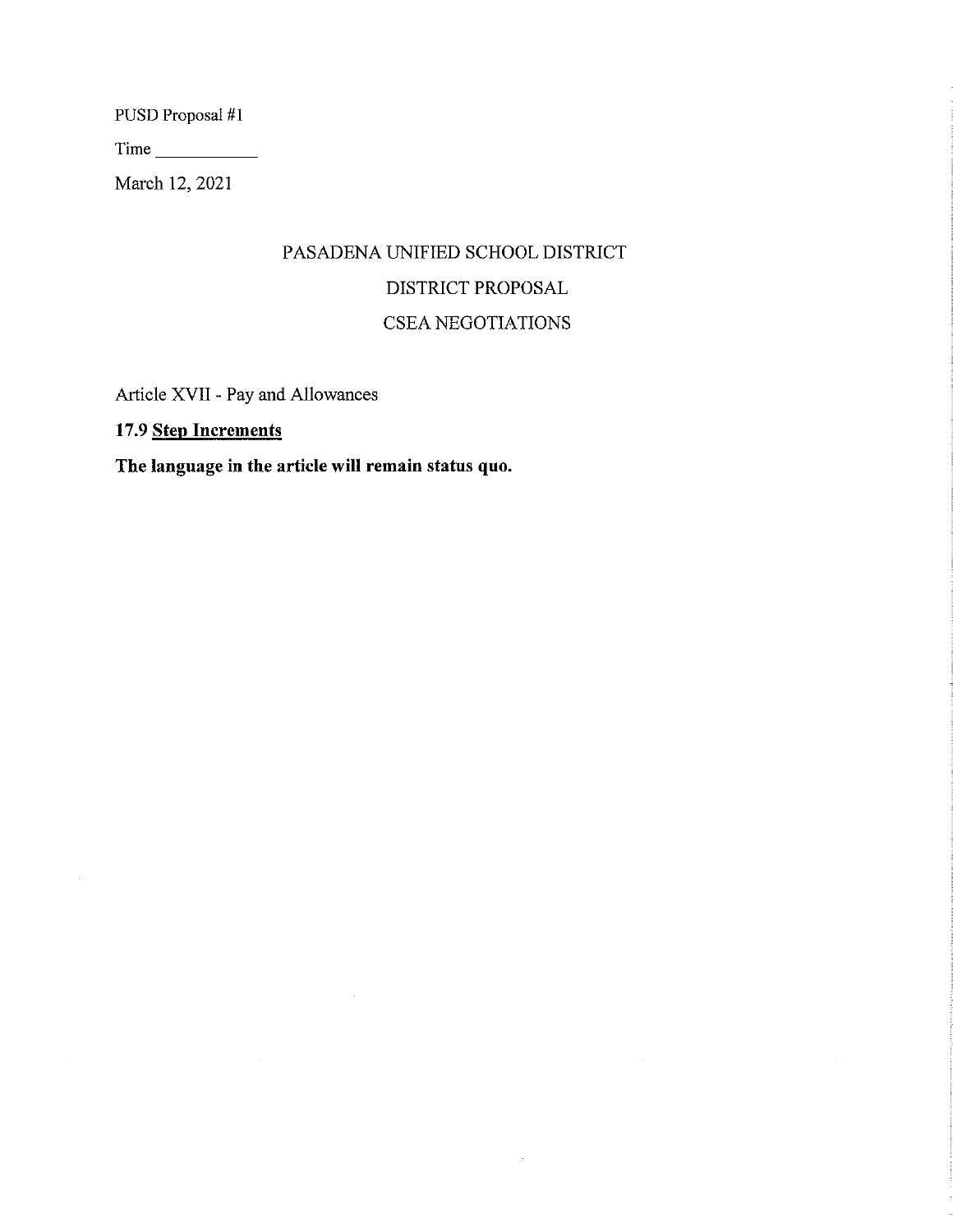PUSD Proposal #1

Time ___________

March 12, 2021

# PASADENA UNIFIED SCHOOL DISTRICT
## DISTRICT PROPOSAL
## CSEA NEGOTIATIONS

Article XVII - Pay and Allowances

**17.9 Step Increments**

**The language in the article will remain status quo.**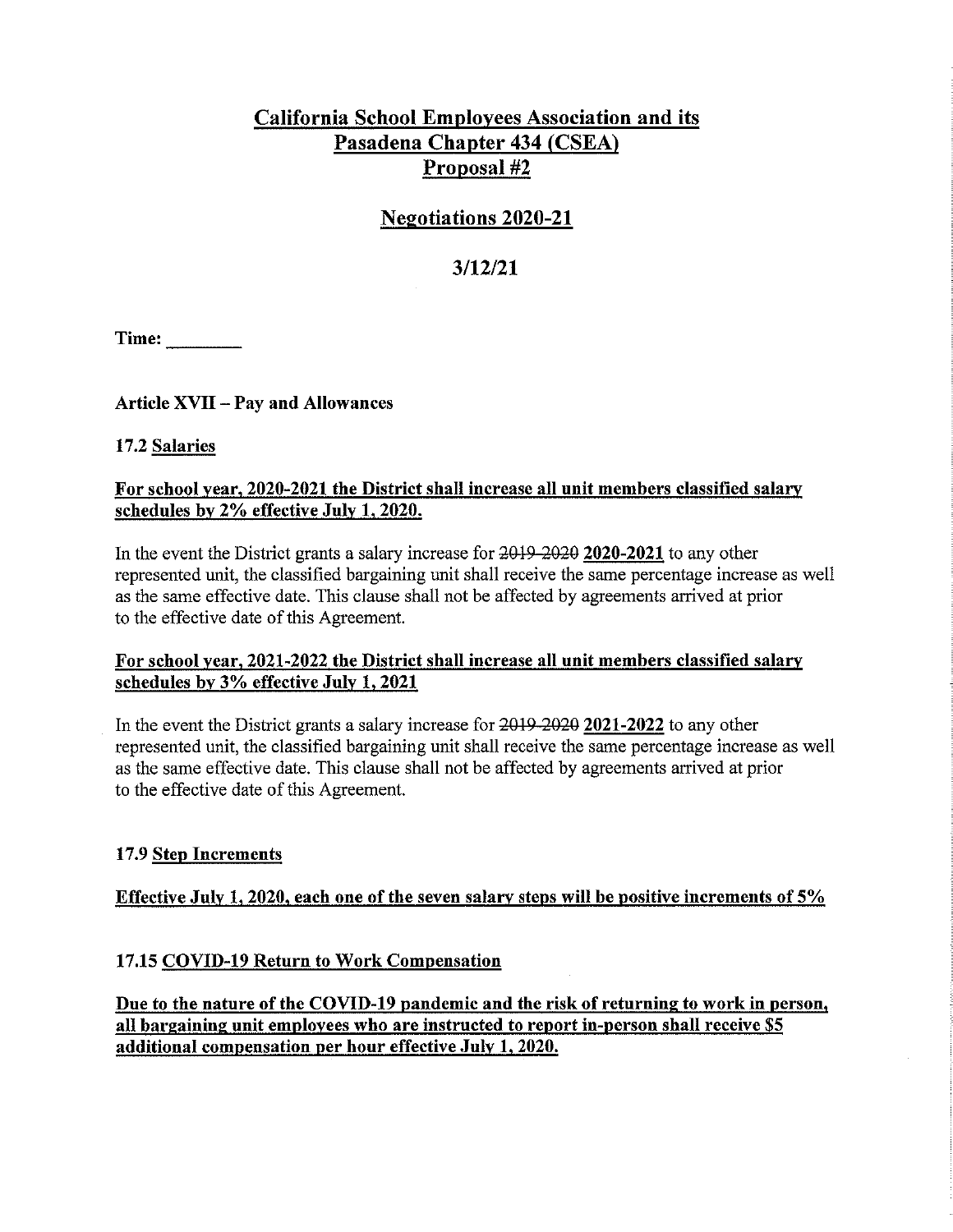# California School Employees Association and its Pasadena Chapter 434 (CSEA) Proposal #2

## Negotiations 2020-21

## 3/12/21

**Time:** ________

**Article XVII – Pay and Allowances**

**17.2 Salaries**

**For school year, 2020-2021 the District shall increase all unit members classified salary schedules by 2% effective July 1, 2020.**

In the event the District grants a salary increase for ~~2019-2020~~ **2020-2021** to any other represented unit, the classified bargaining unit shall receive the same percentage increase as well as the same effective date. This clause shall not be affected by agreements arrived at prior to the effective date of this Agreement.

**For school year, 2021-2022 the District shall increase all unit members classified salary schedules by 3% effective July 1, 2021**

In the event the District grants a salary increase for ~~2019-2020~~ **2021-2022** to any other represented unit, the classified bargaining unit shall receive the same percentage increase as well as the same effective date. This clause shall not be affected by agreements arrived at prior to the effective date of this Agreement.

**17.9 Step Increments**

**Effective July 1, 2020, each one of the seven salary steps will be positive increments of 5%**

**17.15 COVID-19 Return to Work Compensation**

**Due to the nature of the COVID-19 pandemic and the risk of returning to work in person, all bargaining unit employees who are instructed to report in-person shall receive $5 additional compensation per hour effective July 1, 2020.**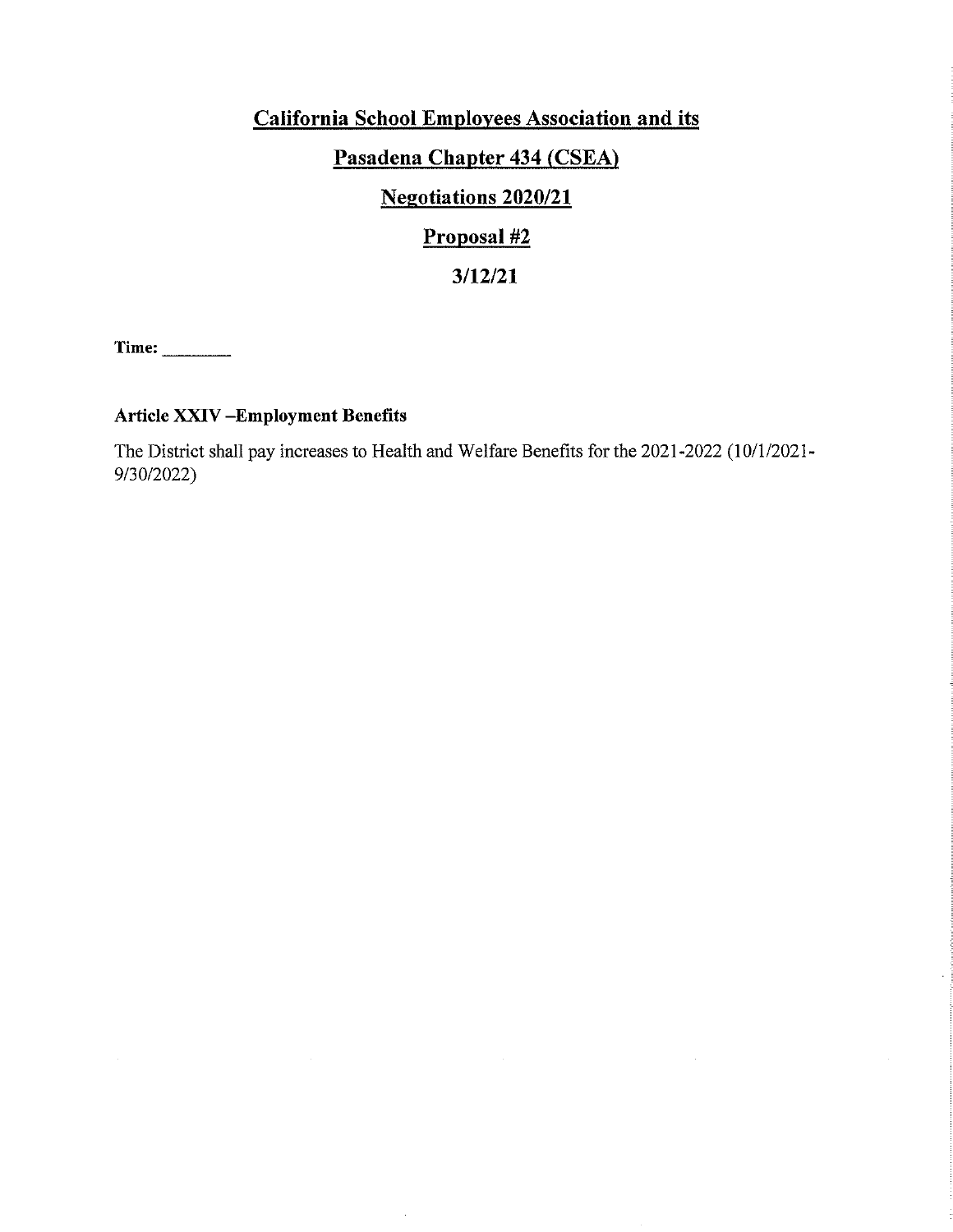# California School Employees Association and its

# Pasadena Chapter 434 (CSEA)

# Negotiations 2020/21

# Proposal #2

# 3/12/21

**Time:** ________

**Article XXIV –Employment Benefits**

The District shall pay increases to Health and Welfare Benefits for the 2021-2022 (10/1/2021-9/30/2022)